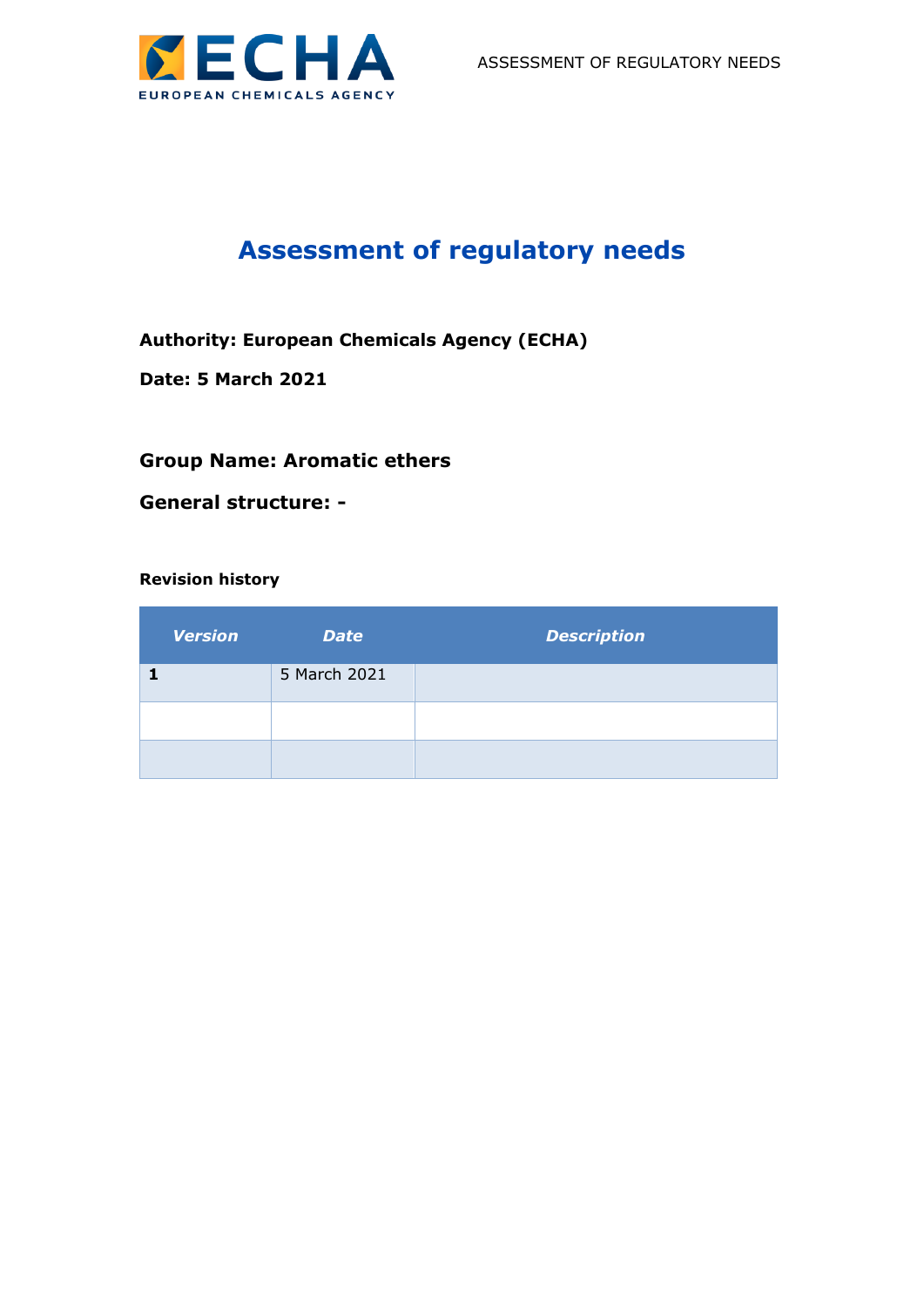# Assessment of regulatory needs

**Authority: European Chemicals Agency (ECHA)**

**Date: 5 March 2021**

## Group Name: Aromatic ethers

## General structure: -

#### Revision history

| *Version* | *Date* | *Description* |
|---|---|---|
| **1** | 5 March 2021 | |
| | | |
| | | |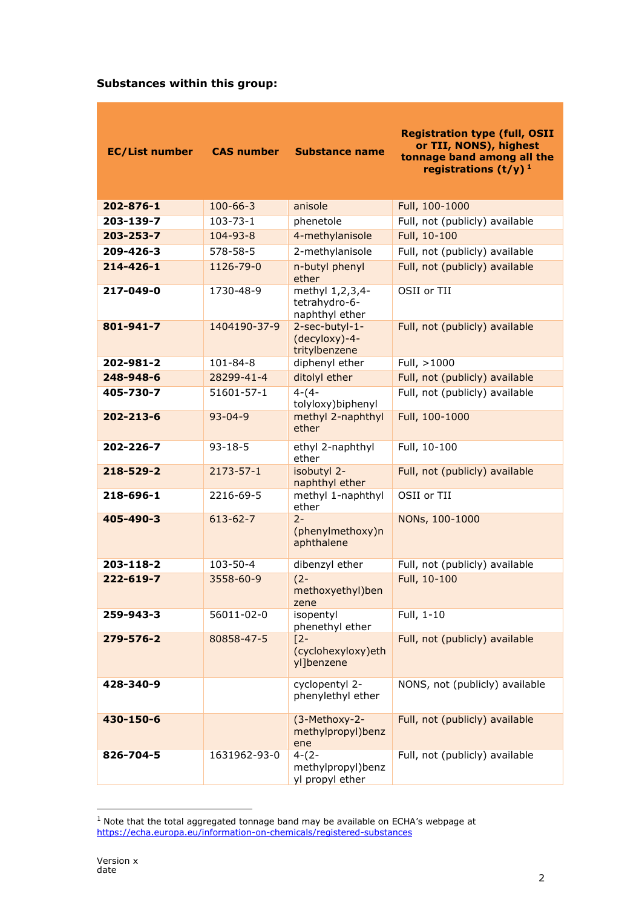**Substances within this group:**

| EC/List number | CAS number | Substance name | Registration type (full, OSII or TII, NONS), highest tonnage band among all the registrations (t/y) [1] |
|---|---|---|---|
| **202-876-1** | 100-66-3 | anisole | Full, 100-1000 |
| **203-139-7** | 103-73-1 | phenetole | Full, not (publicly) available |
| **203-253-7** | 104-93-8 | 4-methylanisole | Full, 10-100 |
| **209-426-3** | 578-58-5 | 2-methylanisole | Full, not (publicly) available |
| **214-426-1** | 1126-79-0 | n-butyl phenyl ether | Full, not (publicly) available |
| **217-049-0** | 1730-48-9 | methyl 1,2,3,4-tetrahydro-6-naphthyl ether | OSII or TII |
| **801-941-7** | 1404190-37-9 | 2-sec-butyl-1-(decyloxy)-4-tritylbenzene | Full, not (publicly) available |
| **202-981-2** | 101-84-8 | diphenyl ether | Full, >1000 |
| **248-948-6** | 28299-41-4 | ditolyl ether | Full, not (publicly) available |
| **405-730-7** | 51601-57-1 | 4-(4-tolyloxy)biphenyl | Full, not (publicly) available |
| **202-213-6** | 93-04-9 | methyl 2-naphthyl ether | Full, 100-1000 |
| **202-226-7** | 93-18-5 | ethyl 2-naphthyl ether | Full, 10-100 |
| **218-529-2** | 2173-57-1 | isobutyl 2-naphthyl ether | Full, not (publicly) available |
| **218-696-1** | 2216-69-5 | methyl 1-naphthyl ether | OSII or TII |
| **405-490-3** | 613-62-7 | 2-(phenylmethoxy)naphthalene | NONs, 100-1000 |
| **203-118-2** | 103-50-4 | dibenzyl ether | Full, not (publicly) available |
| **222-619-7** | 3558-60-9 | (2-methoxyethyl)benzene | Full, 10-100 |
| **259-943-3** | 56011-02-0 | isopentyl phenethyl ether | Full, 1-10 |
| **279-576-2** | 80858-47-5 | [2-(cyclohexyloxy)ethyl]benzene | Full, not (publicly) available |
| **428-340-9** | | cyclopentyl 2-phenylethyl ether | NONS, not (publicly) available |
| **430-150-6** | | (3-Methoxy-2-methylpropyl)benzene | Full, not (publicly) available |
| **826-704-5** | 1631962-93-0 | 4-(2-methylpropyl)benzyl propyl ether | Full, not (publicly) available |

[1] Note that the total aggregated tonnage band may be available on ECHA's webpage at https://echa.europa.eu/information-on-chemicals/registered-substances

Version x
date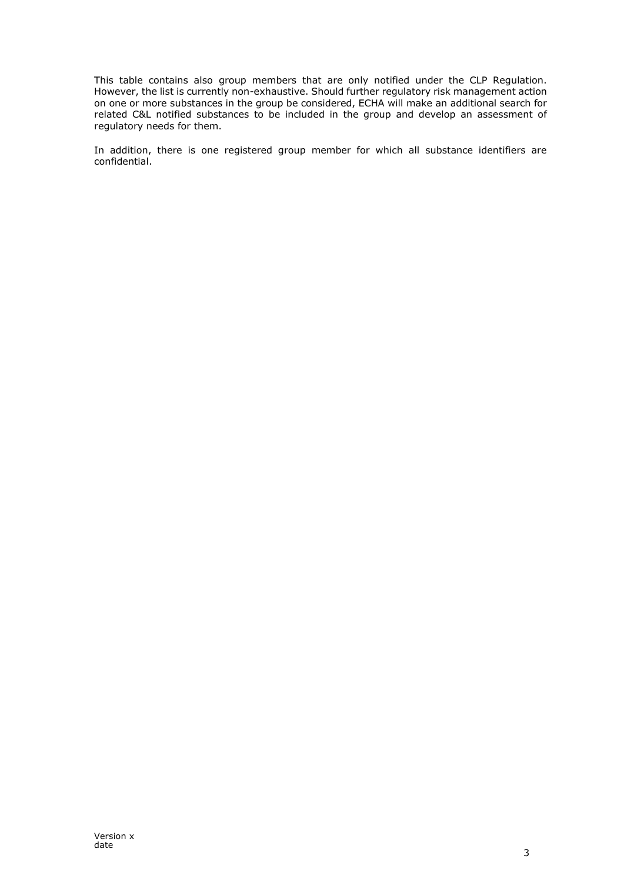This table contains also group members that are only notified under the CLP Regulation. However, the list is currently non-exhaustive. Should further regulatory risk management action on one or more substances in the group be considered, ECHA will make an additional search for related C&L notified substances to be included in the group and develop an assessment of regulatory needs for them.

In addition, there is one registered group member for which all substance identifiers are confidential.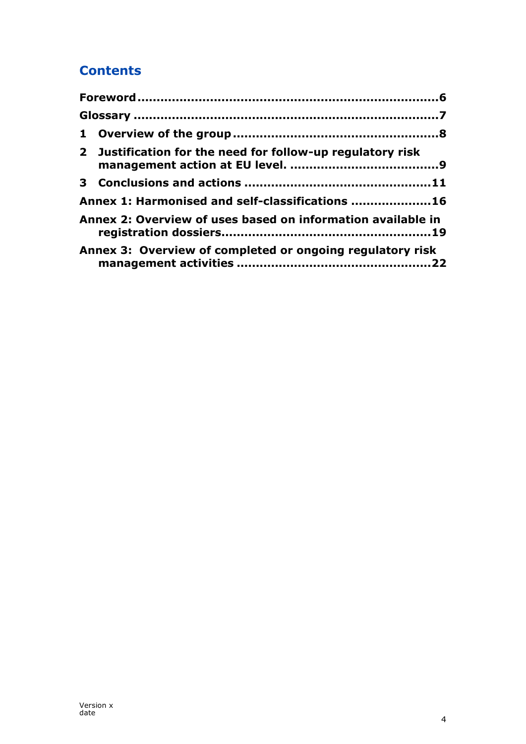# Contents

**Foreword** ........................................................................6

**Glossary** ........................................................................7

**1 Overview of the group** ......................................................8

**2 Justification for the need for follow-up regulatory risk management action at EU level.** .......................................9

**3 Conclusions and actions** ................................................11

**Annex 1: Harmonised and self-classifications** .....................16

**Annex 2: Overview of uses based on information available in registration dossiers** ......................................................19

**Annex 3: Overview of completed or ongoing regulatory risk management activities** ..................................................22

Version x
date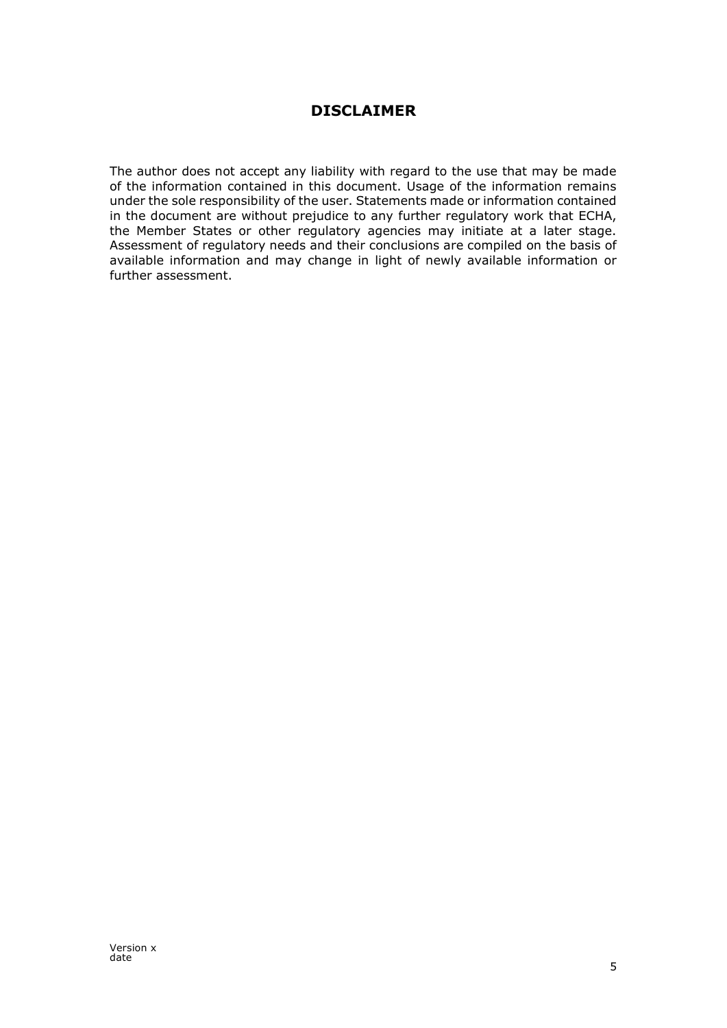# DISCLAIMER

The author does not accept any liability with regard to the use that may be made of the information contained in this document. Usage of the information remains under the sole responsibility of the user. Statements made or information contained in the document are without prejudice to any further regulatory work that ECHA, the Member States or other regulatory agencies may initiate at a later stage. Assessment of regulatory needs and their conclusions are compiled on the basis of available information and may change in light of newly available information or further assessment.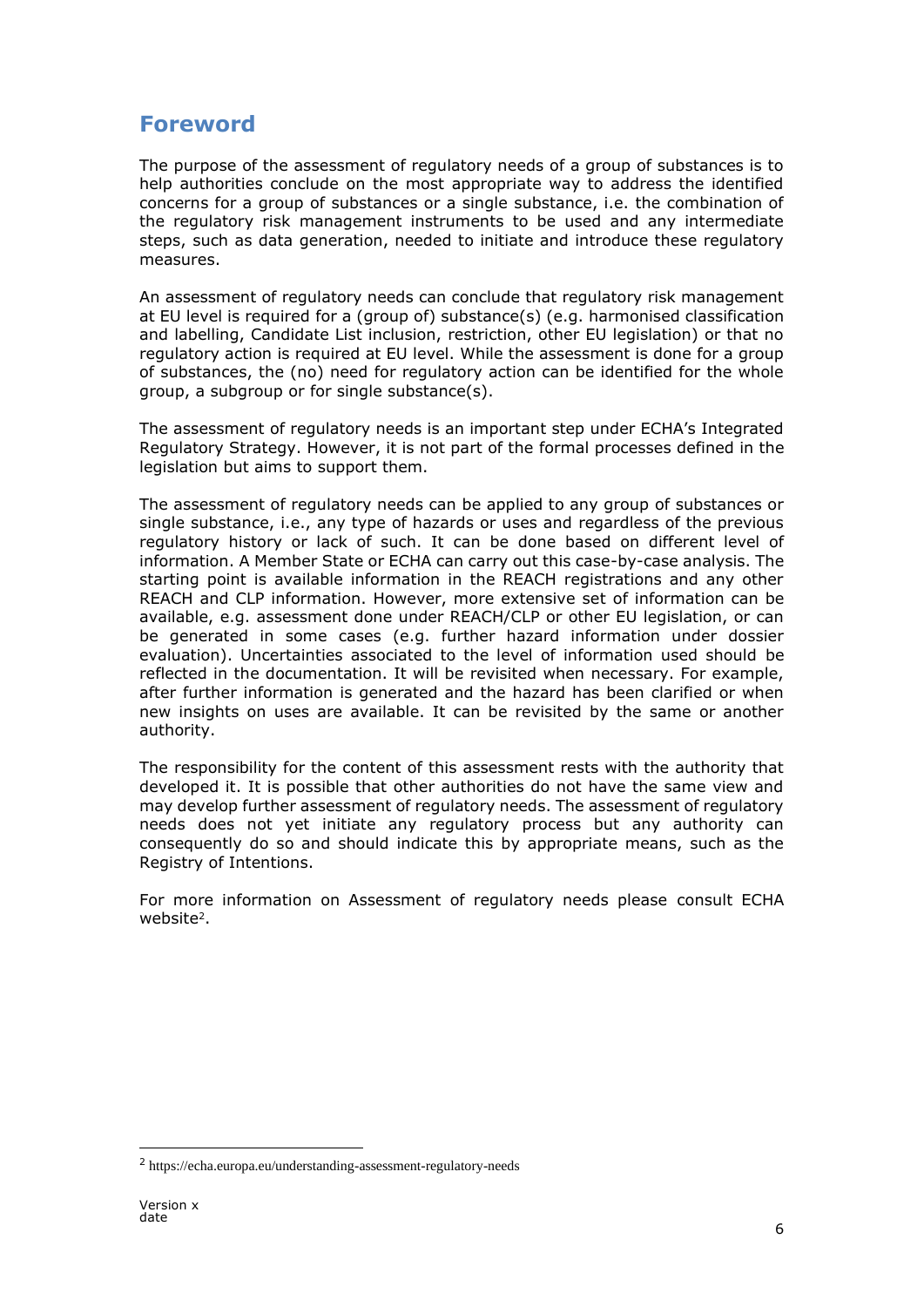# Foreword

The purpose of the assessment of regulatory needs of a group of substances is to help authorities conclude on the most appropriate way to address the identified concerns for a group of substances or a single substance, i.e. the combination of the regulatory risk management instruments to be used and any intermediate steps, such as data generation, needed to initiate and introduce these regulatory measures.

An assessment of regulatory needs can conclude that regulatory risk management at EU level is required for a (group of) substance(s) (e.g. harmonised classification and labelling, Candidate List inclusion, restriction, other EU legislation) or that no regulatory action is required at EU level. While the assessment is done for a group of substances, the (no) need for regulatory action can be identified for the whole group, a subgroup or for single substance(s).

The assessment of regulatory needs is an important step under ECHA's Integrated Regulatory Strategy. However, it is not part of the formal processes defined in the legislation but aims to support them.

The assessment of regulatory needs can be applied to any group of substances or single substance, i.e., any type of hazards or uses and regardless of the previous regulatory history or lack of such. It can be done based on different level of information. A Member State or ECHA can carry out this case-by-case analysis. The starting point is available information in the REACH registrations and any other REACH and CLP information. However, more extensive set of information can be available, e.g. assessment done under REACH/CLP or other EU legislation, or can be generated in some cases (e.g. further hazard information under dossier evaluation). Uncertainties associated to the level of information used should be reflected in the documentation. It will be revisited when necessary. For example, after further information is generated and the hazard has been clarified or when new insights on uses are available. It can be revisited by the same or another authority.

The responsibility for the content of this assessment rests with the authority that developed it. It is possible that other authorities do not have the same view and may develop further assessment of regulatory needs. The assessment of regulatory needs does not yet initiate any regulatory process but any authority can consequently do so and should indicate this by appropriate means, such as the Registry of Intentions.

For more information on Assessment of regulatory needs please consult ECHA website[2].

[2] https://echa.europa.eu/understanding-assessment-regulatory-needs

Version x
date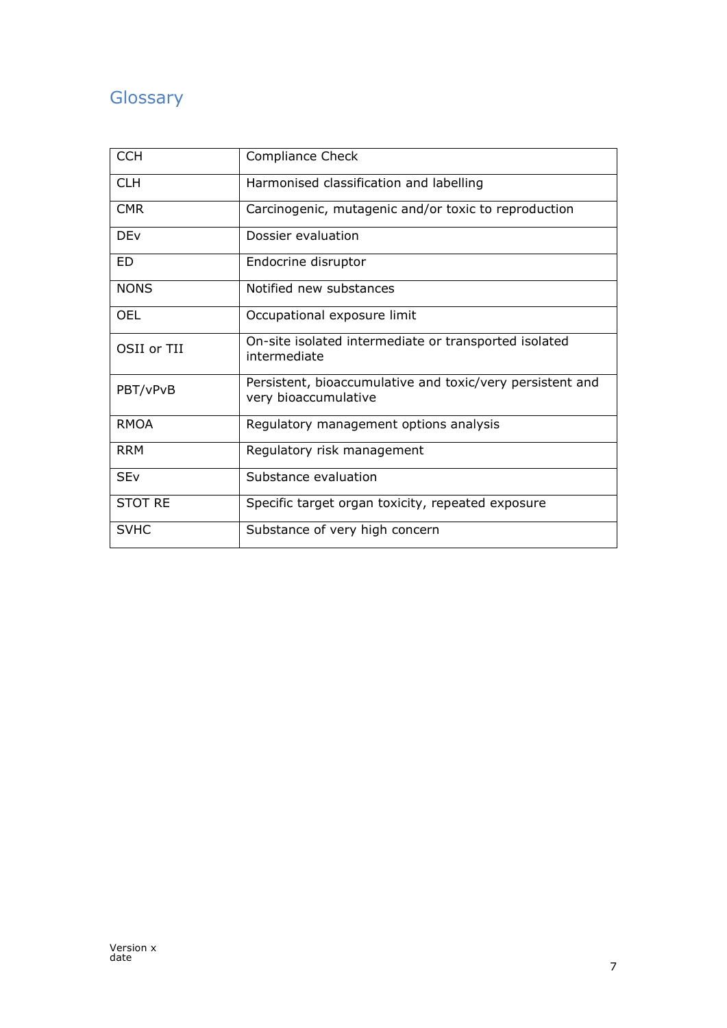## Glossary

| | |
|---|---|
| CCH | Compliance Check |
| CLH | Harmonised classification and labelling |
| CMR | Carcinogenic, mutagenic and/or toxic to reproduction |
| DEv | Dossier evaluation |
| ED | Endocrine disruptor |
| NONS | Notified new substances |
| OEL | Occupational exposure limit |
| OSII or TII | On-site isolated intermediate or transported isolated intermediate |
| PBT/vPvB | Persistent, bioaccumulative and toxic/very persistent and very bioaccumulative |
| RMOA | Regulatory management options analysis |
| RRM | Regulatory risk management |
| SEv | Substance evaluation |
| STOT RE | Specific target organ toxicity, repeated exposure |
| SVHC | Substance of very high concern |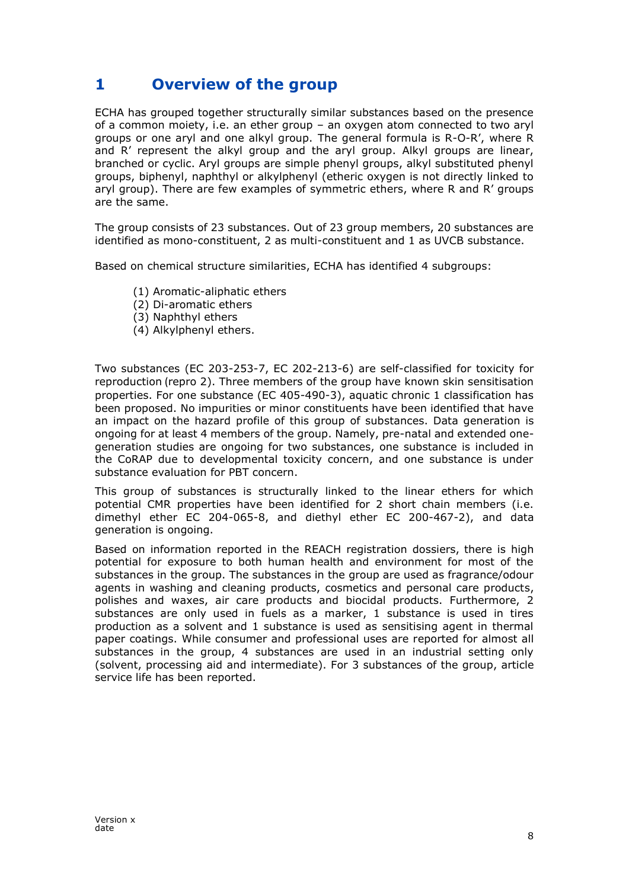# 1 Overview of the group

ECHA has grouped together structurally similar substances based on the presence of a common moiety, i.e. an ether group – an oxygen atom connected to two aryl groups or one aryl and one alkyl group. The general formula is R-O-R', where R and R' represent the alkyl group and the aryl group. Alkyl groups are linear, branched or cyclic. Aryl groups are simple phenyl groups, alkyl substituted phenyl groups, biphenyl, naphthyl or alkylphenyl (etheric oxygen is not directly linked to aryl group). There are few examples of symmetric ethers, where R and R' groups are the same.

The group consists of 23 substances. Out of 23 group members, 20 substances are identified as mono-constituent, 2 as multi-constituent and 1 as UVCB substance.

Based on chemical structure similarities, ECHA has identified 4 subgroups:

(1) Aromatic-aliphatic ethers
(2) Di-aromatic ethers
(3) Naphthyl ethers
(4) Alkylphenyl ethers.

Two substances (EC 203-253-7, EC 202-213-6) are self-classified for toxicity for reproduction (repro 2). Three members of the group have known skin sensitisation properties. For one substance (EC 405-490-3), aquatic chronic 1 classification has been proposed. No impurities or minor constituents have been identified that have an impact on the hazard profile of this group of substances. Data generation is ongoing for at least 4 members of the group. Namely, pre-natal and extended one-generation studies are ongoing for two substances, one substance is included in the CoRAP due to developmental toxicity concern, and one substance is under substance evaluation for PBT concern.

This group of substances is structurally linked to the linear ethers for which potential CMR properties have been identified for 2 short chain members (i.e. dimethyl ether EC 204-065-8, and diethyl ether EC 200-467-2), and data generation is ongoing.

Based on information reported in the REACH registration dossiers, there is high potential for exposure to both human health and environment for most of the substances in the group. The substances in the group are used as fragrance/odour agents in washing and cleaning products, cosmetics and personal care products, polishes and waxes, air care products and biocidal products. Furthermore, 2 substances are only used in fuels as a marker, 1 substance is used in tires production as a solvent and 1 substance is used as sensitising agent in thermal paper coatings. While consumer and professional uses are reported for almost all substances in the group, 4 substances are used in an industrial setting only (solvent, processing aid and intermediate). For 3 substances of the group, article service life has been reported.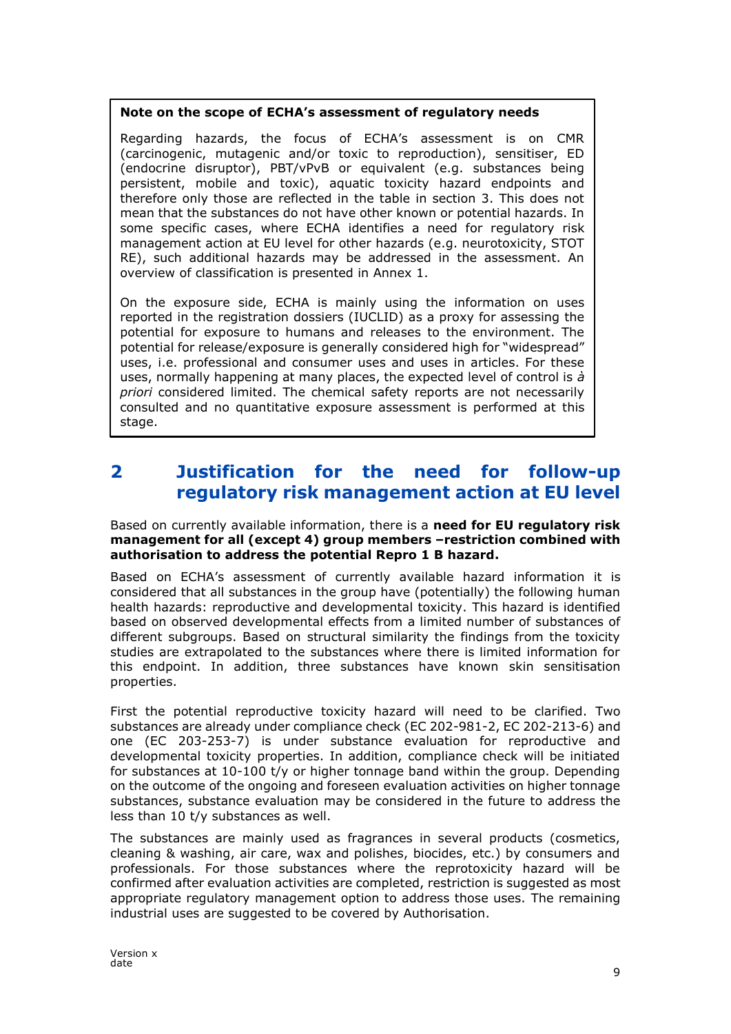**Note on the scope of ECHA's assessment of regulatory needs**

Regarding hazards, the focus of ECHA's assessment is on CMR (carcinogenic, mutagenic and/or toxic to reproduction), sensitiser, ED (endocrine disruptor), PBT/vPvB or equivalent (e.g. substances being persistent, mobile and toxic), aquatic toxicity hazard endpoints and therefore only those are reflected in the table in section 3. This does not mean that the substances do not have other known or potential hazards. In some specific cases, where ECHA identifies a need for regulatory risk management action at EU level for other hazards (e.g. neurotoxicity, STOT RE), such additional hazards may be addressed in the assessment. An overview of classification is presented in Annex 1.

On the exposure side, ECHA is mainly using the information on uses reported in the registration dossiers (IUCLID) as a proxy for assessing the potential for exposure to humans and releases to the environment. The potential for release/exposure is generally considered high for "widespread" uses, i.e. professional and consumer uses and uses in articles. For these uses, normally happening at many places, the expected level of control is *à priori* considered limited. The chemical safety reports are not necessarily consulted and no quantitative exposure assessment is performed at this stage.

## 2 Justification for the need for follow-up regulatory risk management action at EU level

Based on currently available information, there is a **need for EU regulatory risk management for all (except 4) group members –restriction combined with authorisation to address the potential Repro 1 B hazard.**

Based on ECHA's assessment of currently available hazard information it is considered that all substances in the group have (potentially) the following human health hazards: reproductive and developmental toxicity. This hazard is identified based on observed developmental effects from a limited number of substances of different subgroups. Based on structural similarity the findings from the toxicity studies are extrapolated to the substances where there is limited information for this endpoint. In addition, three substances have known skin sensitisation properties.

First the potential reproductive toxicity hazard will need to be clarified. Two substances are already under compliance check (EC 202-981-2, EC 202-213-6) and one (EC 203-253-7) is under substance evaluation for reproductive and developmental toxicity properties. In addition, compliance check will be initiated for substances at 10-100 t/y or higher tonnage band within the group. Depending on the outcome of the ongoing and foreseen evaluation activities on higher tonnage substances, substance evaluation may be considered in the future to address the less than 10 t/y substances as well.

The substances are mainly used as fragrances in several products (cosmetics, cleaning & washing, air care, wax and polishes, biocides, etc.) by consumers and professionals. For those substances where the reprotoxicity hazard will be confirmed after evaluation activities are completed, restriction is suggested as most appropriate regulatory management option to address those uses. The remaining industrial uses are suggested to be covered by Authorisation.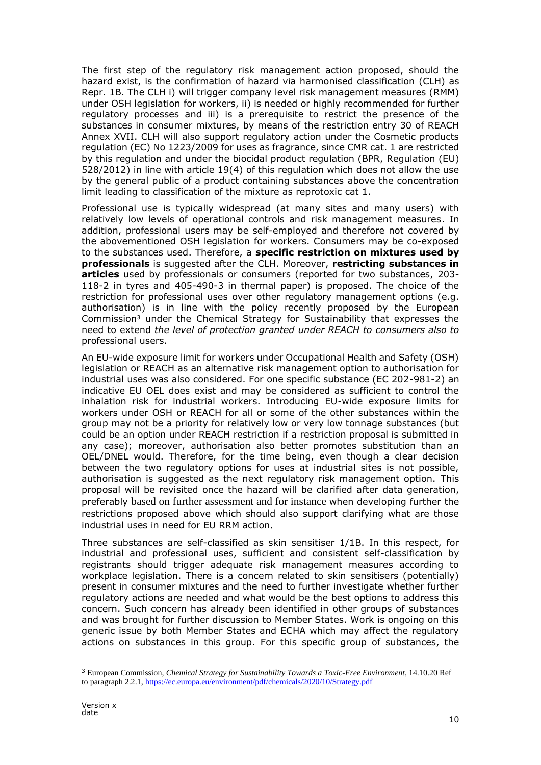The first step of the regulatory risk management action proposed, should the hazard exist, is the confirmation of hazard via harmonised classification (CLH) as Repr. 1B. The CLH i) will trigger company level risk management measures (RMM) under OSH legislation for workers, ii) is needed or highly recommended for further regulatory processes and iii) is a prerequisite to restrict the presence of the substances in consumer mixtures, by means of the restriction entry 30 of REACH Annex XVII. CLH will also support regulatory action under the Cosmetic products regulation (EC) No 1223/2009 for uses as fragrance, since CMR cat. 1 are restricted by this regulation and under the biocidal product regulation (BPR, Regulation (EU) 528/2012) in line with article 19(4) of this regulation which does not allow the use by the general public of a product containing substances above the concentration limit leading to classification of the mixture as reprotoxic cat 1.

Professional use is typically widespread (at many sites and many users) with relatively low levels of operational controls and risk management measures. In addition, professional users may be self-employed and therefore not covered by the abovementioned OSH legislation for workers. Consumers may be co-exposed to the substances used. Therefore, a **specific restriction on mixtures used by professionals** is suggested after the CLH. Moreover, **restricting substances in articles** used by professionals or consumers (reported for two substances, 203-118-2 in tyres and 405-490-3 in thermal paper) is proposed. The choice of the restriction for professional uses over other regulatory management options (e.g. authorisation) is in line with the policy recently proposed by the European Commission[3] under the Chemical Strategy for Sustainability that expresses the need to extend *the level of protection granted under REACH to consumers also to* professional users.

An EU-wide exposure limit for workers under Occupational Health and Safety (OSH) legislation or REACH as an alternative risk management option to authorisation for industrial uses was also considered. For one specific substance (EC 202-981-2) an indicative EU OEL does exist and may be considered as sufficient to control the inhalation risk for industrial workers. Introducing EU-wide exposure limits for workers under OSH or REACH for all or some of the other substances within the group may not be a priority for relatively low or very low tonnage substances (but could be an option under REACH restriction if a restriction proposal is submitted in any case); moreover, authorisation also better promotes substitution than an OEL/DNEL would. Therefore, for the time being, even though a clear decision between the two regulatory options for uses at industrial sites is not possible, authorisation is suggested as the next regulatory risk management option. This proposal will be revisited once the hazard will be clarified after data generation, preferably based on further assessment and for instance when developing further the restrictions proposed above which should also support clarifying what are those industrial uses in need for EU RRM action.

Three substances are self-classified as skin sensitiser 1/1B. In this respect, for industrial and professional uses, sufficient and consistent self-classification by registrants should trigger adequate risk management measures according to workplace legislation. There is a concern related to skin sensitisers (potentially) present in consumer mixtures and the need to further investigate whether further regulatory actions are needed and what would be the best options to address this concern. Such concern has already been identified in other groups of substances and was brought for further discussion to Member States. Work is ongoing on this generic issue by both Member States and ECHA which may affect the regulatory actions on substances in this group. For this specific group of substances, the

---

[3] European Commission, *Chemical Strategy for Sustainability Towards a Toxic-Free Environment*, 14.10.20 Ref to paragraph 2.2.1, https://ec.europa.eu/environment/pdf/chemicals/2020/10/Strategy.pdf

Version x
date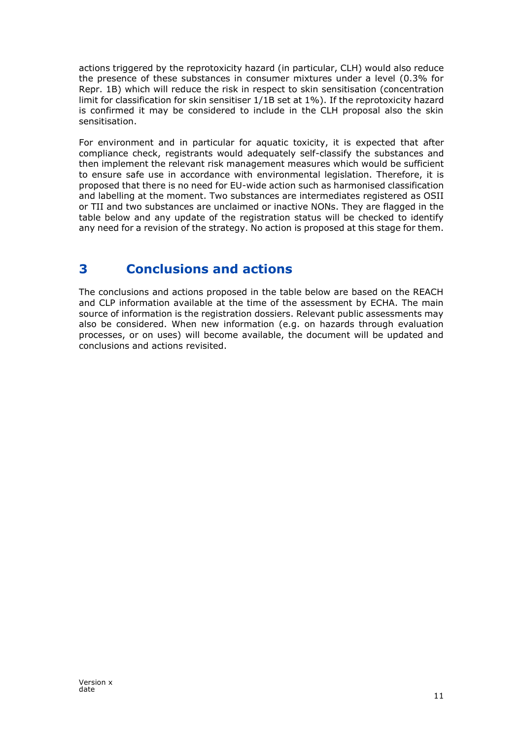actions triggered by the reprotoxicity hazard (in particular, CLH) would also reduce the presence of these substances in consumer mixtures under a level (0.3% for Repr. 1B) which will reduce the risk in respect to skin sensitisation (concentration limit for classification for skin sensitiser 1/1B set at 1%). If the reprotoxicity hazard is confirmed it may be considered to include in the CLH proposal also the skin sensitisation.

For environment and in particular for aquatic toxicity, it is expected that after compliance check, registrants would adequately self-classify the substances and then implement the relevant risk management measures which would be sufficient to ensure safe use in accordance with environmental legislation. Therefore, it is proposed that there is no need for EU-wide action such as harmonised classification and labelling at the moment. Two substances are intermediates registered as OSII or TII and two substances are unclaimed or inactive NONs. They are flagged in the table below and any update of the registration status will be checked to identify any need for a revision of the strategy. No action is proposed at this stage for them.

# 3 Conclusions and actions

The conclusions and actions proposed in the table below are based on the REACH and CLP information available at the time of the assessment by ECHA. The main source of information is the registration dossiers. Relevant public assessments may also be considered. When new information (e.g. on hazards through evaluation processes, or on uses) will become available, the document will be updated and conclusions and actions revisited.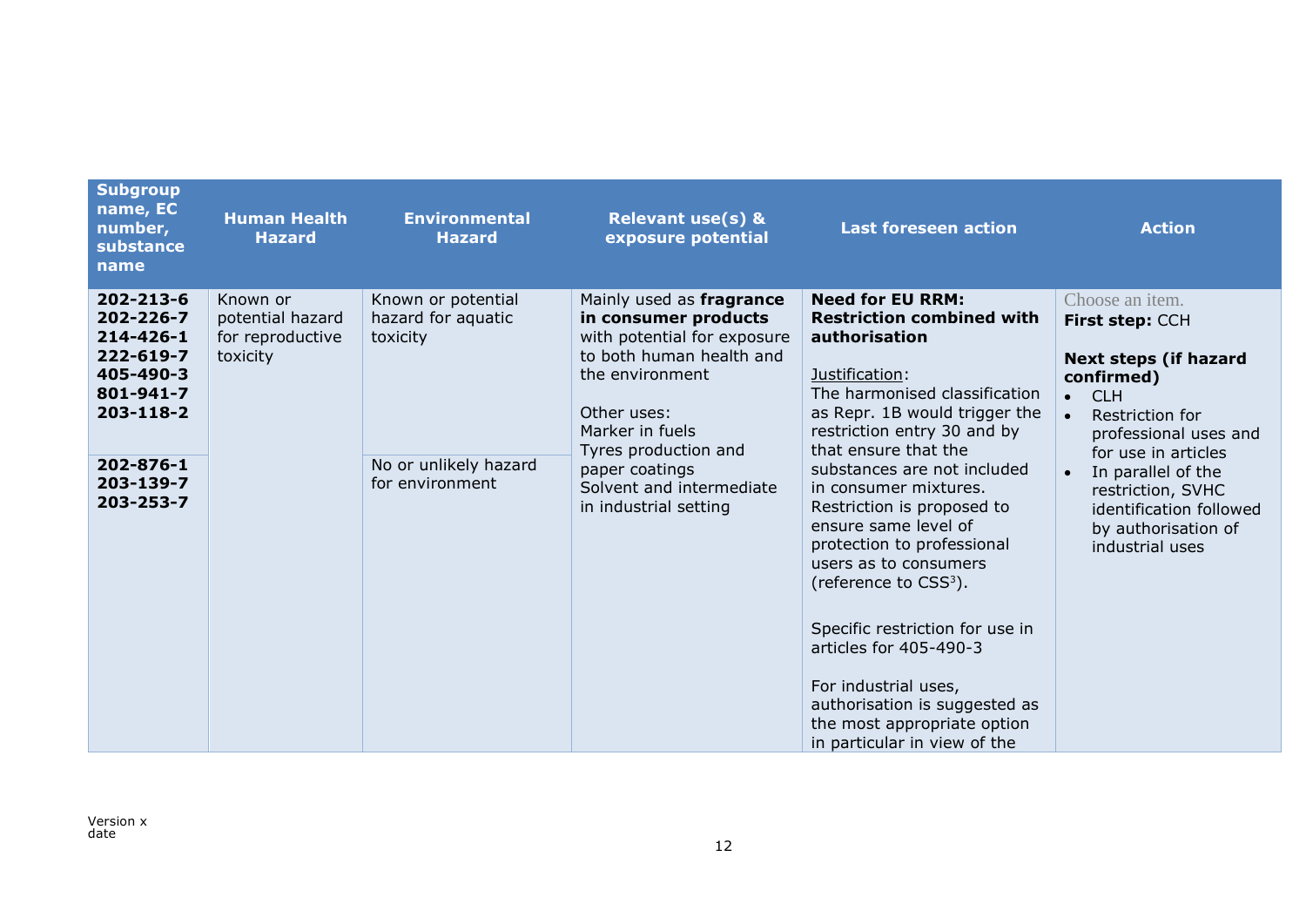| Subgroup name, EC number, substance name | Human Health Hazard | Environmental Hazard | Relevant use(s) & exposure potential | Last foreseen action | Action |
|---|---|---|---|---|---|
| **202-213-6**<br>**202-226-7**<br>**214-426-1**<br>**222-619-7**<br>**405-490-3**<br>**801-941-7**<br>**203-118-2** | Known or potential hazard for reproductive toxicity | Known or potential hazard for aquatic toxicity | Mainly used as **fragrance in consumer products** with potential for exposure to both human health and the environment<br><br>Other uses:<br>Marker in fuels<br>Tyres production and paper coatings<br>Solvent and intermediate in industrial setting | **Need for EU RRM: Restriction combined with authorisation**<br><br>Justification:<br>The harmonised classification as Repr. 1B would trigger the restriction entry 30 and by that ensure that the substances are not included in consumer mixtures. Restriction is proposed to ensure same level of protection to professional users as to consumers (reference to CSS[3]).<br><br>Specific restriction for use in articles for 405-490-3<br><br>For industrial uses, authorisation is suggested as the most appropriate option in particular in view of the | Choose an item.<br>**First step:** CCH<br><br>**Next steps (if hazard confirmed)**<br>• CLH<br>• Restriction for professional uses and for use in articles<br>• In parallel of the restriction, SVHC identification followed by authorisation of industrial uses |
| **202-876-1**<br>**203-139-7**<br>**203-253-7** | | No or unlikely hazard for environment | | | |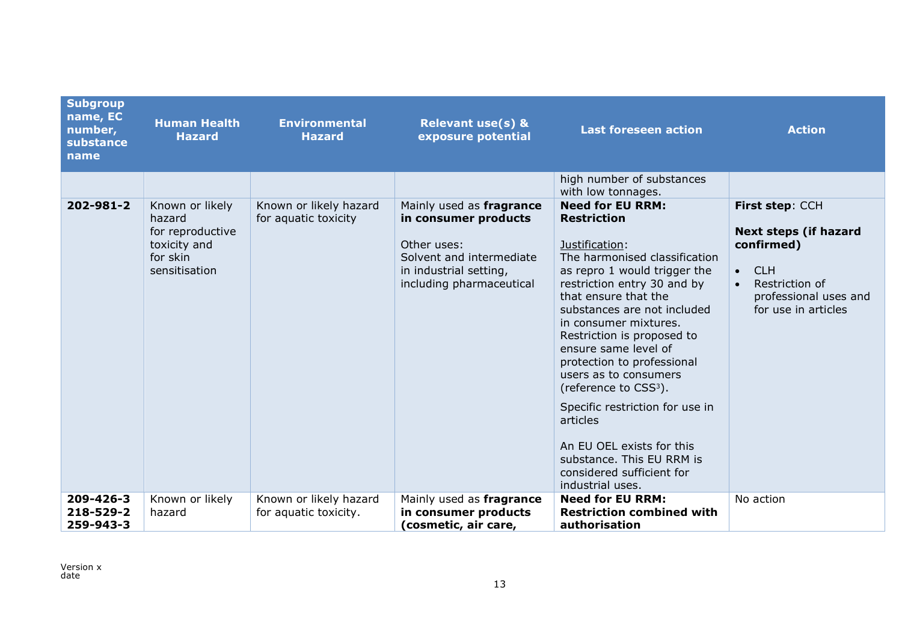| Subgroup name, EC number, substance name | Human Health Hazard | Environmental Hazard | Relevant use(s) & exposure potential | Last foreseen action | Action |
|---|---|---|---|---|---|
| | | | | high number of substances with low tonnages. | |
| **202-981-2** | Known or likely hazard for reproductive toxicity and for skin sensitisation | Known or likely hazard for aquatic toxicity | Mainly used as **fragrance in consumer products**<br><br>Other uses:<br>Solvent and intermediate in industrial setting, including pharmaceutical | **Need for EU RRM: Restriction**<br><br>Justification:<br>The harmonised classification as repro 1 would trigger the restriction entry 30 and by that ensure that the substances are not included in consumer mixtures. Restriction is proposed to ensure same level of protection to professional users as to consumers (reference to CSS[3]).<br><br>Specific restriction for use in articles<br><br>An EU OEL exists for this substance. This EU RRM is considered sufficient for industrial uses. | **First step**: CCH<br><br>**Next steps (if hazard confirmed)**<br>• CLH<br>• Restriction of professional uses and for use in articles |
| **209-426-3**<br>**218-529-2**<br>**259-943-3** | Known or likely hazard | Known or likely hazard for aquatic toxicity. | Mainly used as **fragrance in consumer products (cosmetic, air care,** | **Need for EU RRM: Restriction combined with authorisation** | No action |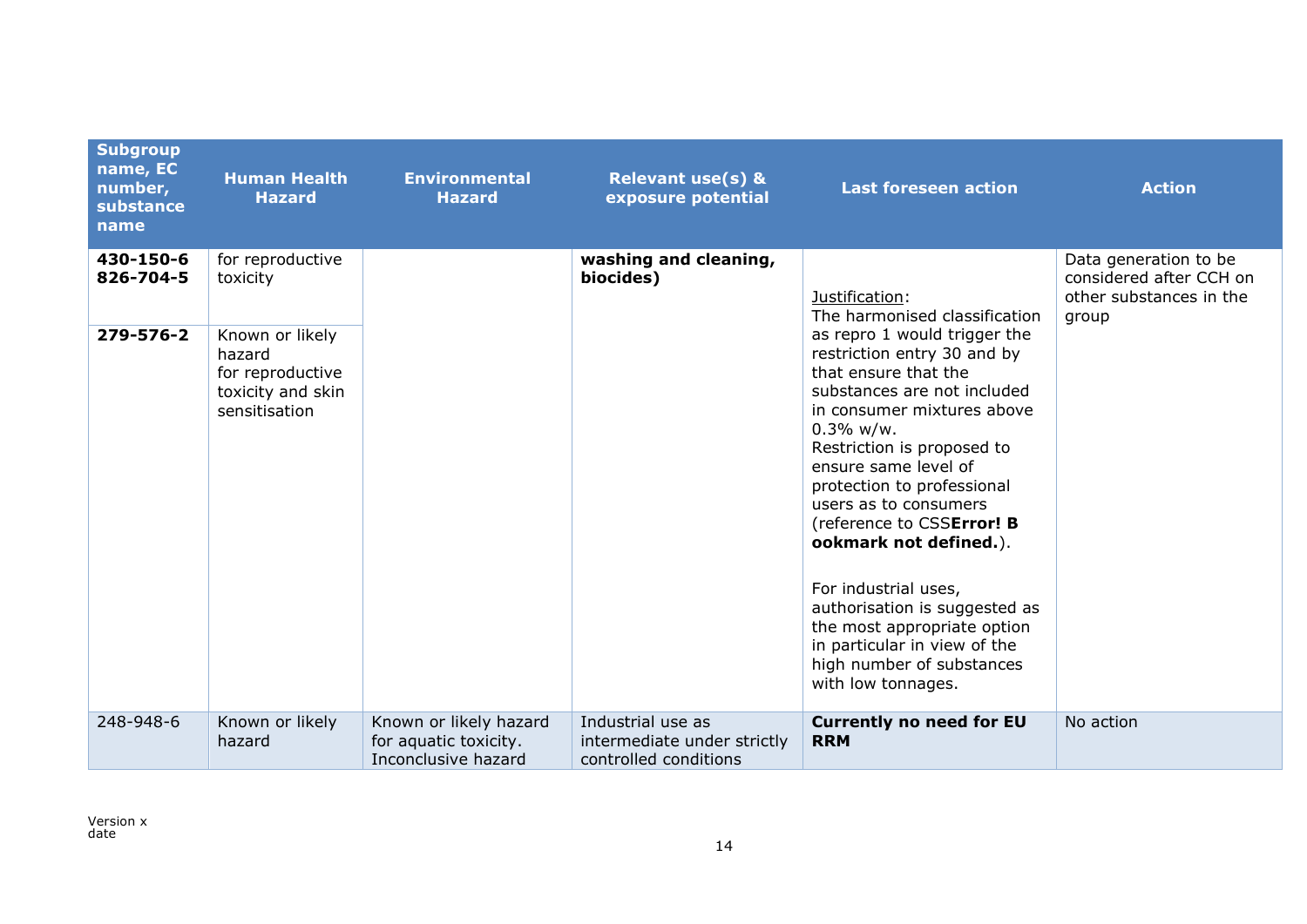| Subgroup name, EC number, substance name | Human Health Hazard | Environmental Hazard | Relevant use(s) & exposure potential | Last foreseen action | Action |
|---|---|---|---|---|---|
| **430-150-6** **826-704-5** | for reproductive toxicity | | **washing and cleaning, biocides)** | Justification: The harmonised classification as repro 1 would trigger the restriction entry 30 and by that ensure that the substances are not included in consumer mixtures above 0.3% w/w. Restriction is proposed to ensure same level of protection to professional users as to consumers (reference to CSS**Error! Bookmark not defined.**). For industrial uses, authorisation is suggested as the most appropriate option in particular in view of the high number of substances with low tonnages. | Data generation to be considered after CCH on other substances in the group |
| **279-576-2** | Known or likely hazard for reproductive toxicity and skin sensitisation | | | | |
| 248-948-6 | Known or likely hazard | Known or likely hazard for aquatic toxicity. Inconclusive hazard | Industrial use as intermediate under strictly controlled conditions | **Currently no need for EU RRM** | No action |

Version x
date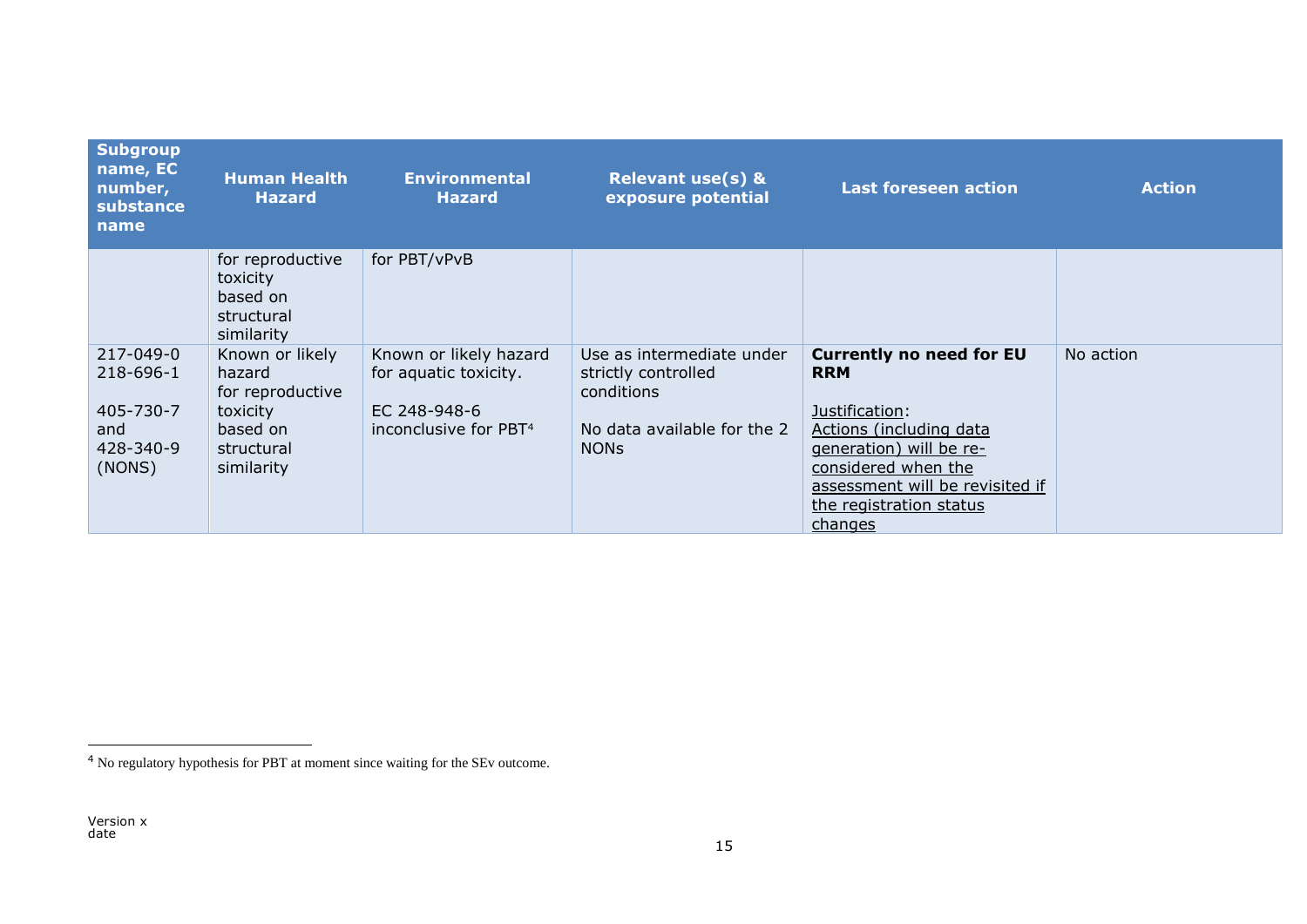| Subgroup name, EC number, substance name | Human Health Hazard | Environmental Hazard | Relevant use(s) & exposure potential | Last foreseen action | Action |
|---|---|---|---|---|---|
| | for reproductive toxicity based on structural similarity | for PBT/vPvB | | | |
| 217-049-0<br>218-696-1<br><br>405-730-7 and 428-340-9 (NONS) | Known or likely hazard for reproductive toxicity based on structural similarity | Known or likely hazard for aquatic toxicity.<br><br>EC 248-948-6 inconclusive for PBT[4] | Use as intermediate under strictly controlled conditions<br><br>No data available for the 2 NONs | **Currently no need for EU RRM**<br><br>Justification:<br>Actions (including data generation) will be re-considered when the assessment will be revisited if the registration status changes | No action |

[4] No regulatory hypothesis for PBT at moment since waiting for the SEv outcome.

Version x
date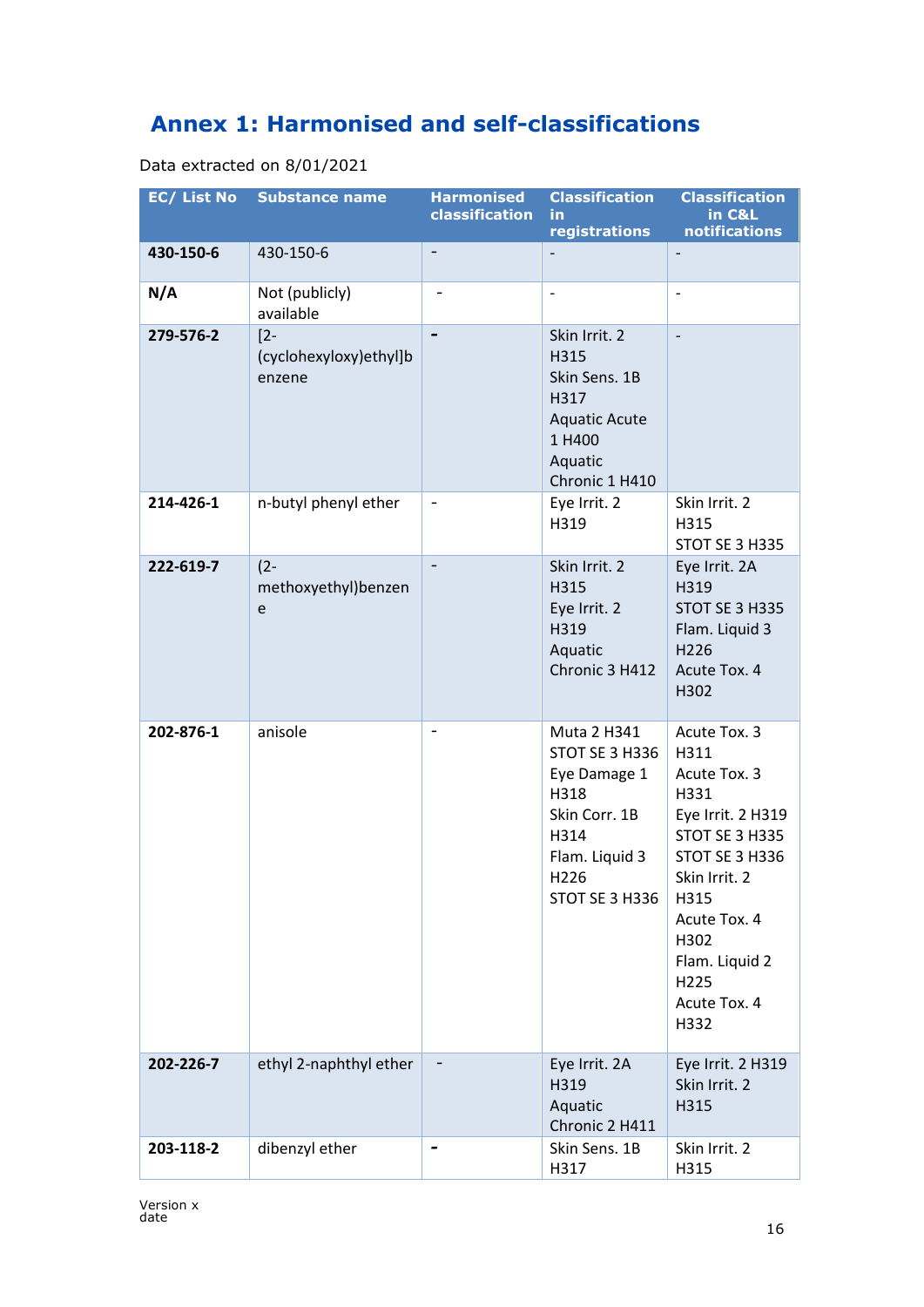# Annex 1: Harmonised and self-classifications

Data extracted on 8/01/2021

| EC/ List No | Substance name | Harmonised classification | Classification in registrations | Classification in C&L notifications |
|---|---|---|---|---|
| **430-150-6** | 430-150-6 | - | - | - |
| **N/A** | Not (publicly) available | - | - | - |
| **279-576-2** | [2-(cyclohexyloxy)ethyl]benzene | - | Skin Irrit. 2 H315<br>Skin Sens. 1B H317<br>Aquatic Acute 1 H400<br>Aquatic Chronic 1 H410 | - |
| **214-426-1** | n-butyl phenyl ether | - | Eye Irrit. 2 H319 | Skin Irrit. 2 H315<br>STOT SE 3 H335 |
| **222-619-7** | (2-methoxyethyl)benzene | - | Skin Irrit. 2 H315<br>Eye Irrit. 2 H319<br>Aquatic Chronic 3 H412 | Eye Irrit. 2A H319<br>STOT SE 3 H335<br>Flam. Liquid 3 H226<br>Acute Tox. 4 H302 |
| **202-876-1** | anisole | - | Muta 2 H341<br>STOT SE 3 H336<br>Eye Damage 1 H318<br>Skin Corr. 1B H314<br>Flam. Liquid 3 H226<br>STOT SE 3 H336 | Acute Tox. 3 H311<br>Acute Tox. 3 H331<br>Eye Irrit. 2 H319<br>STOT SE 3 H335<br>STOT SE 3 H336<br>Skin Irrit. 2 H315<br>Acute Tox. 4 H302<br>Flam. Liquid 2 H225<br>Acute Tox. 4 H332 |
| **202-226-7** | ethyl 2-naphthyl ether | - | Eye Irrit. 2A H319<br>Aquatic Chronic 2 H411 | Eye Irrit. 2 H319<br>Skin Irrit. 2 H315 |
| **203-118-2** | dibenzyl ether | - | Skin Sens. 1B H317 | Skin Irrit. 2 H315 |

Version x
date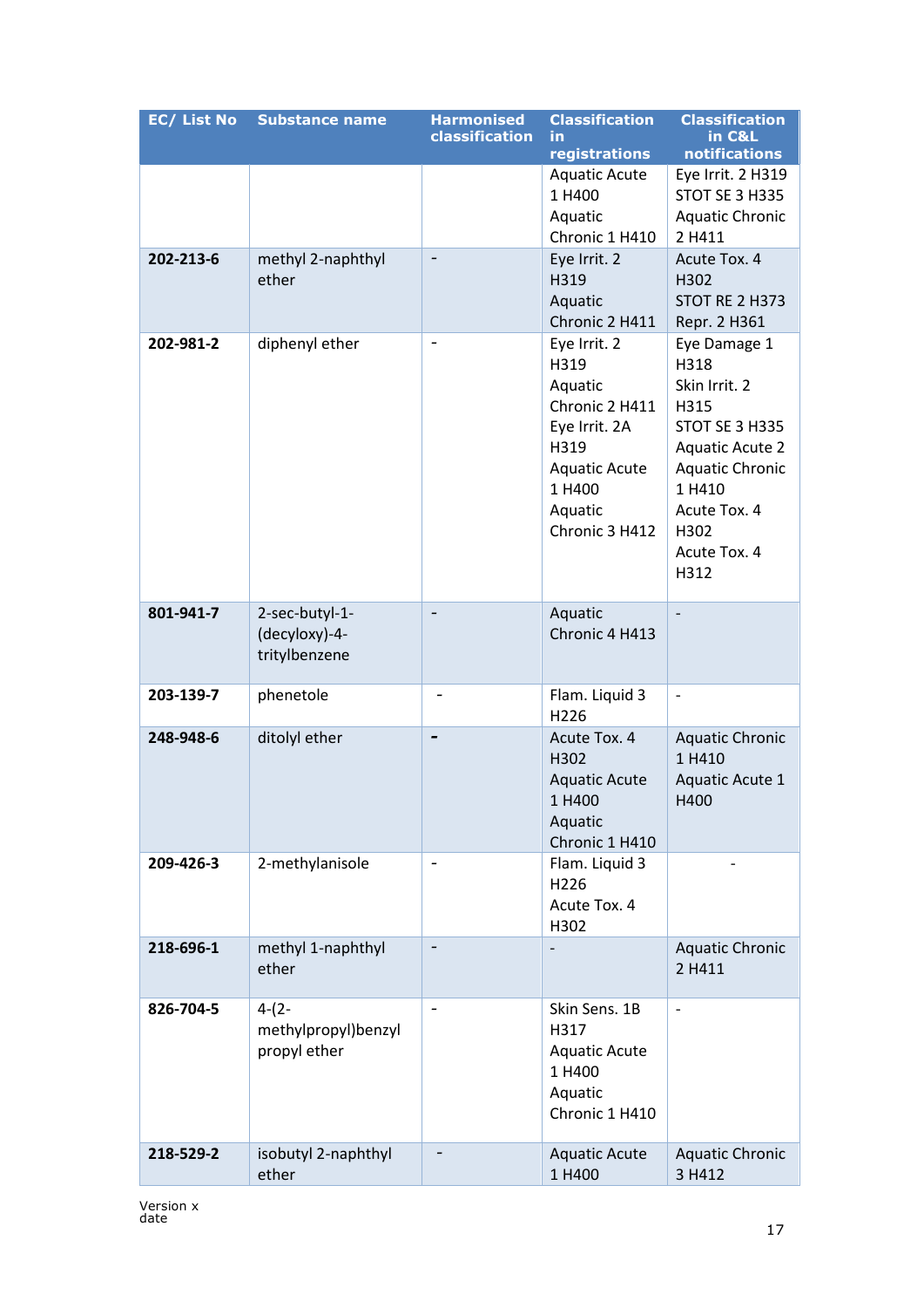| EC/ List No | Substance name | Harmonised classification | Classification in registrations | Classification in C&L notifications |
|---|---|---|---|---|
| | | | Aquatic Acute 1 H400 Aquatic Chronic 1 H410 | Eye Irrit. 2 H319 STOT SE 3 H335 Aquatic Chronic 2 H411 |
| **202-213-6** | methyl 2-naphthyl ether | - | Eye Irrit. 2 H319 Aquatic Chronic 2 H411 | Acute Tox. 4 H302 STOT RE 2 H373 Repr. 2 H361 |
| **202-981-2** | diphenyl ether | - | Eye Irrit. 2 H319 Aquatic Chronic 2 H411 Eye Irrit. 2A H319 Aquatic Acute 1 H400 Aquatic Chronic 3 H412 | Eye Damage 1 H318 Skin Irrit. 2 H315 STOT SE 3 H335 Aquatic Acute 2 Aquatic Chronic 1 H410 Acute Tox. 4 H302 Acute Tox. 4 H312 |
| **801-941-7** | 2-sec-butyl-1-(decyloxy)-4-tritylbenzene | - | Aquatic Chronic 4 H413 | - |
| **203-139-7** | phenetole | - | Flam. Liquid 3 H226 | - |
| **248-948-6** | ditolyl ether | - | Acute Tox. 4 H302 Aquatic Acute 1 H400 Aquatic Chronic 1 H410 | Aquatic Chronic 1 H410 Aquatic Acute 1 H400 |
| **209-426-3** | 2-methylanisole | - | Flam. Liquid 3 H226 Acute Tox. 4 H302 | - |
| **218-696-1** | methyl 1-naphthyl ether | - | - | Aquatic Chronic 2 H411 |
| **826-704-5** | 4-(2-methylpropyl)benzyl propyl ether | - | Skin Sens. 1B H317 Aquatic Acute 1 H400 Aquatic Chronic 1 H410 | - |
| **218-529-2** | isobutyl 2-naphthyl ether | - | Aquatic Acute 1 H400 | Aquatic Chronic 3 H412 |

Version x
date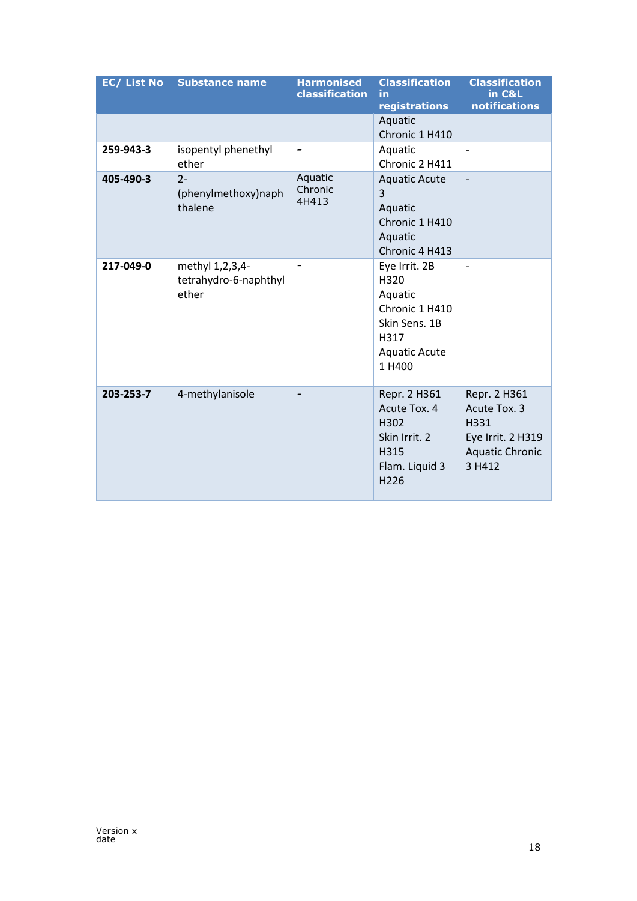| EC/ List No | Substance name | Harmonised classification | Classification in registrations | Classification in C&L notifications |
|---|---|---|---|---|
| | | | Aquatic Chronic 1 H410 | |
| **259-943-3** | isopentyl phenethyl ether | - | Aquatic Chronic 2 H411 | - |
| **405-490-3** | 2-(phenylmethoxy)naphthalene | Aquatic Chronic 4H413 | Aquatic Acute 3<br>Aquatic Chronic 1 H410<br>Aquatic Chronic 4 H413 | - |
| **217-049-0** | methyl 1,2,3,4-tetrahydro-6-naphthyl ether | - | Eye Irrit. 2B H320<br>Aquatic Chronic 1 H410<br>Skin Sens. 1B H317<br>Aquatic Acute 1 H400 | - |
| **203-253-7** | 4-methylanisole | - | Repr. 2 H361<br>Acute Tox. 4 H302<br>Skin Irrit. 2 H315<br>Flam. Liquid 3 H226 | Repr. 2 H361<br>Acute Tox. 3 H331<br>Eye Irrit. 2 H319<br>Aquatic Chronic 3 H412 |

Version x
date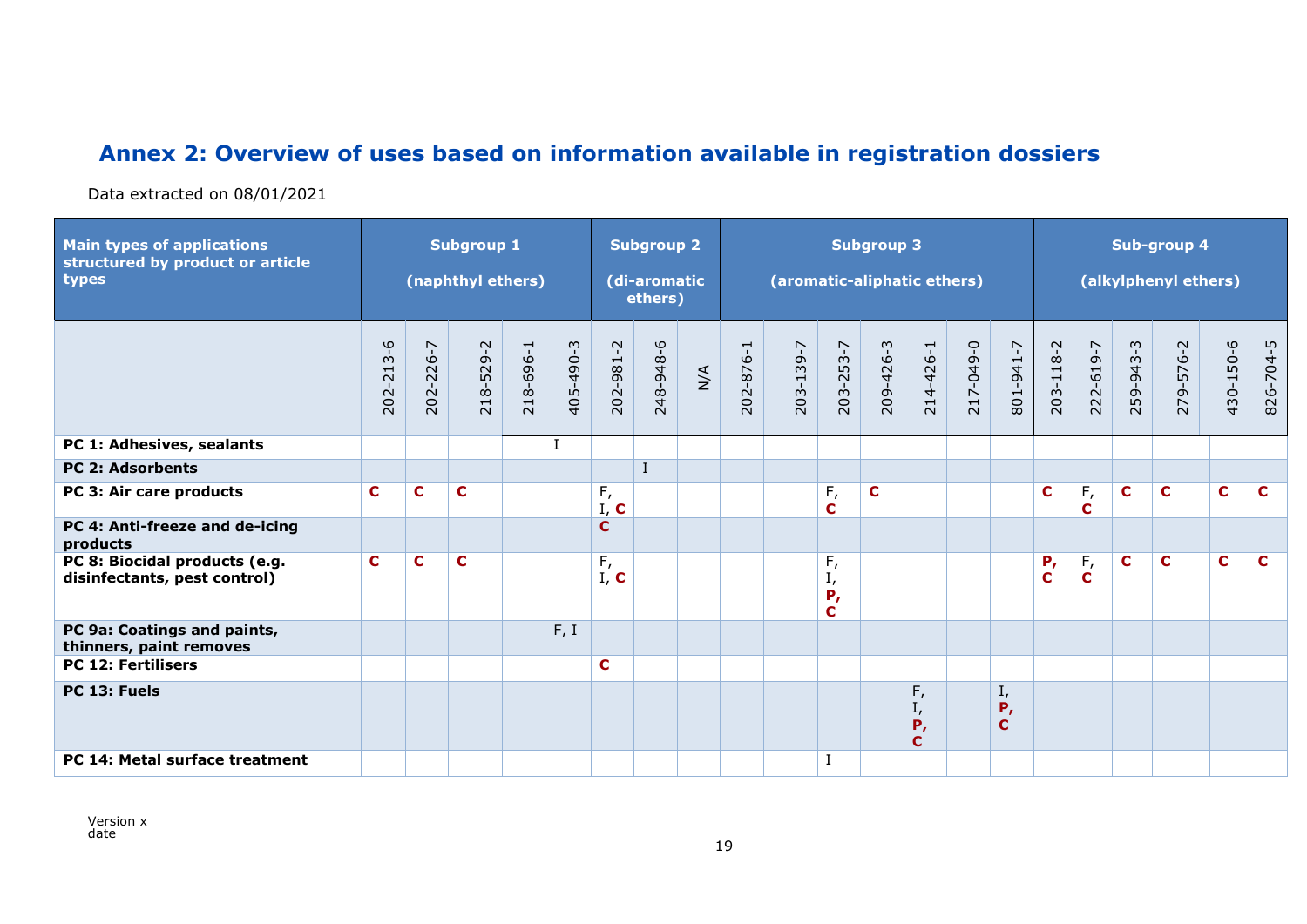## Annex 2: Overview of uses based on information available in registration dossiers

Data extracted on 08/01/2021

| Main types of applications structured by product or article types | Subgroup 1 (naphthyl ethers) | | | | | Subgroup 2 (di-aromatic ethers) | | | Subgroup 3 (aromatic-aliphatic ethers) | | | | | | | Sub-group 4 (alkylphenyl ethers) | | | | | |
|---|---|---|---|---|---|---|---|---|---|---|---|---|---|---|---|---|---|---|---|---|---|
| | 202-213-6 | 202-226-7 | 218-529-2 | 218-696-1 | 405-490-3 | 202-981-2 | 248-948-6 | N/A | 202-876-1 | 203-139-7 | 203-253-7 | 209-426-3 | 214-426-1 | 217-049-0 | 801-941-7 | 203-118-2 | 222-619-7 | 259-943-3 | 279-576-2 | 430-150-6 | 826-704-5 |
| **PC 1: Adhesives, sealants** | | | | | I | | | | | | | | | | | | | | | | |
| **PC 2: Adsorbents** | | | | | | | I | | | | | | | | | | | | | | |
| **PC 3: Air care products** | **C** | **C** | **C** | | | F, I, **C** | | | | | F, **C** | **C** | | | | **C** | F, **C** | **C** | **C** | **C** | **C** |
| **PC 4: Anti-freeze and de-icing products** | | | | | | **C** | | | | | | | | | | | | | | | |
| **PC 8: Biocidal products (e.g. disinfectants, pest control)** | **C** | **C** | **C** | | | F, I, **C** | | | | | F, I, **P, C** | | | | | **P, C** | F, **C** | **C** | **C** | **C** | **C** |
| **PC 9a: Coatings and paints, thinners, paint removes** | | | | | F, I | | | | | | | | | | | | | | | | |
| **PC 12: Fertilisers** | | | | | | **C** | | | | | | | | | | | | | | | |
| **PC 13: Fuels** | | | | | | | | | | | | | F, I, **P, C** | | I, **P, C** | | | | | | |
| **PC 14: Metal surface treatment** | | | | | | | | | | | I | | | | | | | | | | |

Version x
date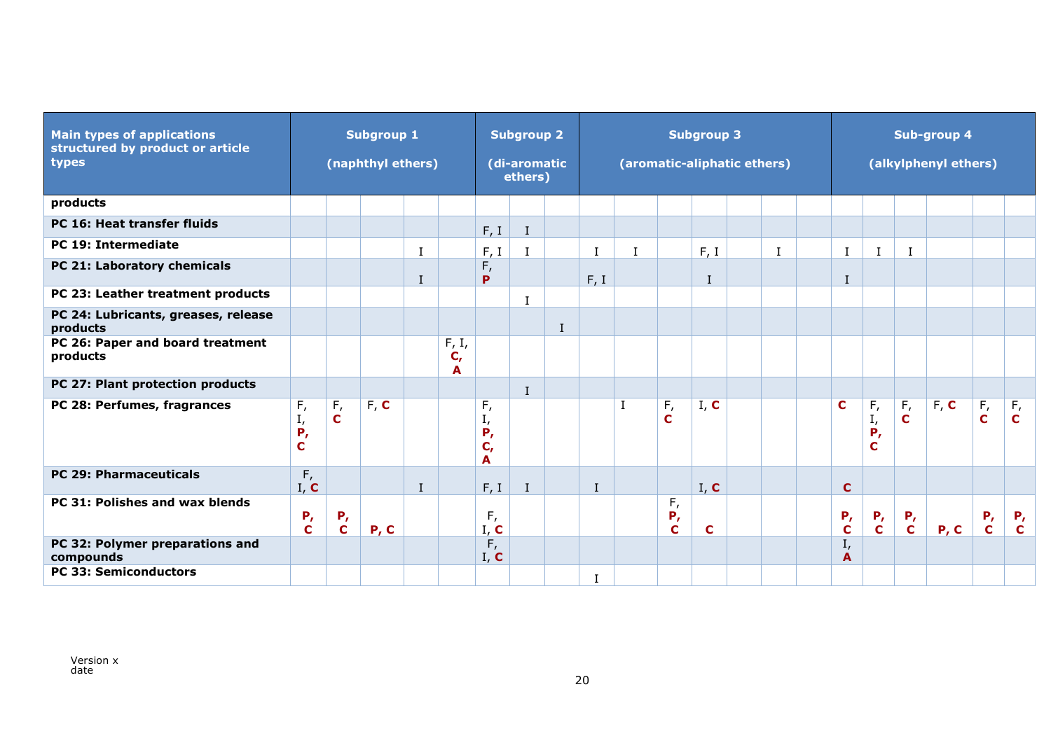| Main types of applications structured by product or article types | Subgroup 1 (naphthyl ethers) | | | | | Subgroup 2 (di-aromatic ethers) | | | Subgroup 3 (aromatic-aliphatic ethers) | | | | | | | Sub-group 4 (alkylphenyl ethers) | | | | | |
|---|---|---|---|---|---|---|---|---|---|---|---|---|---|---|---|---|---|---|---|---|---|
| **products** | | | | | | | | | | | | | | | | | | | | | |
| **PC 16: Heat transfer fluids** | | | | | | F, I | I | | | | | | | | | | | | | | |
| **PC 19: Intermediate** | | | | I | | F, I | I | | I | I | | F, I | | I | | I | I | I | | | |
| **PC 21: Laboratory chemicals** | | | | I | | F, **P** | | | F, I | | | I | | | | I | | | | | |
| **PC 23: Leather treatment products** | | | | | | | I | | | | | | | | | | | | | | |
| **PC 24: Lubricants, greases, release products** | | | | | | | | I | | | | | | | | | | | | | |
| **PC 26: Paper and board treatment products** | | | | | F, I, **C, A** | | | | | | | | | | | | | | | | |
| **PC 27: Plant protection products** | | | | | | | I | | | | | | | | | | | | | | |
| **PC 28: Perfumes, fragrances** | F, I, **P, C** | F, **C** | F, **C** | | | F, I, **P, C, A** | | | | I | F, **C** | I, **C** | | | | **C** | F, I, **P, C** | F, **C** | F, **C** | F, **C** | F, **C** |
| **PC 29: Pharmaceuticals** | F, I, **C** | | | I | | F, I | I | | I | | | I, **C** | | | | **C** | | | | | |
| **PC 31: Polishes and wax blends** | **P, C** | **P, C** | **P, C** | | | F, I, **C** | | | | | F, **P, C** | **C** | | | | **P, C** | **P, C** | **P, C** | **P, C** | **P, C** | **P, C** |
| **PC 32: Polymer preparations and compounds** | | | | | | F, I, **C** | | | | | | | | | | I, **A** | | | | | |
| **PC 33: Semiconductors** | | | | | | | | | I | | | | | | | | | | | | |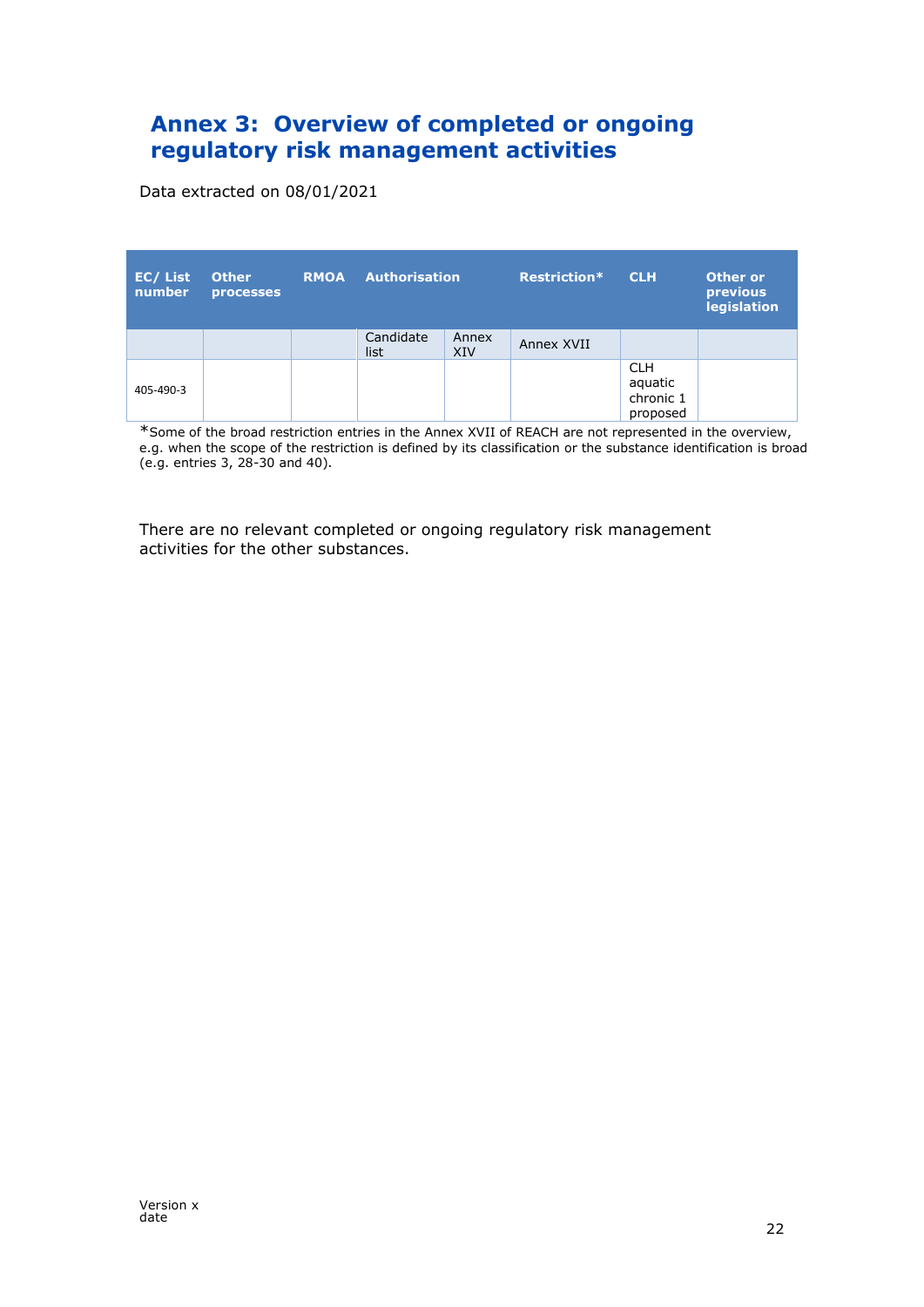# Annex 3: Overview of completed or ongoing regulatory risk management activities

Data extracted on 08/01/2021

| EC/ List number | Other processes | RMOA | Authorisation | | Restriction* | CLH | Other or previous legislation |
|---|---|---|---|---|---|---|---|
| | | | Candidate list | Annex XIV | Annex XVII | | |
| 405-490-3 | | | | | | CLH aquatic chronic 1 proposed | |

*Some of the broad restriction entries in the Annex XVII of REACH are not represented in the overview, e.g. when the scope of the restriction is defined by its classification or the substance identification is broad (e.g. entries 3, 28-30 and 40).

There are no relevant completed or ongoing regulatory risk management activities for the other substances.

Version x
date